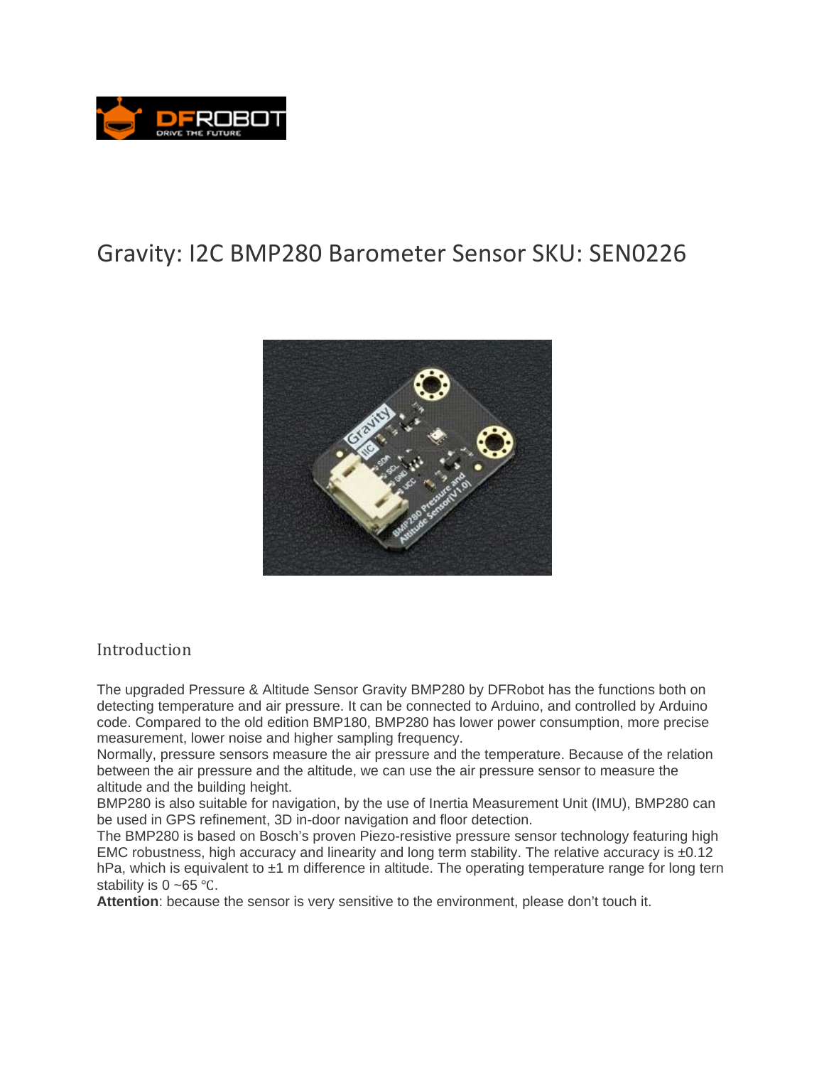# Gravity: I2C BMP280 Barometer Sensor SKU: SEN0226

## Introduction

The upgraded Pressure & Altitude Sensor Gravity BMP280 by DFRobot has the functions both on detecting temperature and air pressure. It can be connected to Arduino, and controlled by Arduino code. Compared to the old edition BMP180, BMP280 has lower power consumption, more precise measurement, lower noise and higher sampling frequency.
Normally, pressure sensors measure the air pressure and the temperature. Because of the relation between the air pressure and the altitude, we can use the air pressure sensor to measure the altitude and the building height.
BMP280 is also suitable for navigation, by the use of Inertia Measurement Unit (IMU), BMP280 can be used in GPS refinement, 3D in-door navigation and floor detection.
The BMP280 is based on Bosch's proven Piezo-resistive pressure sensor technology featuring high EMC robustness, high accuracy and linearity and long term stability. The relative accuracy is ±0.12 hPa, which is equivalent to ±1 m difference in altitude. The operating temperature range for long tern stability is 0 ~65 ℃.
**Attention**: because the sensor is very sensitive to the environment, please don't touch it.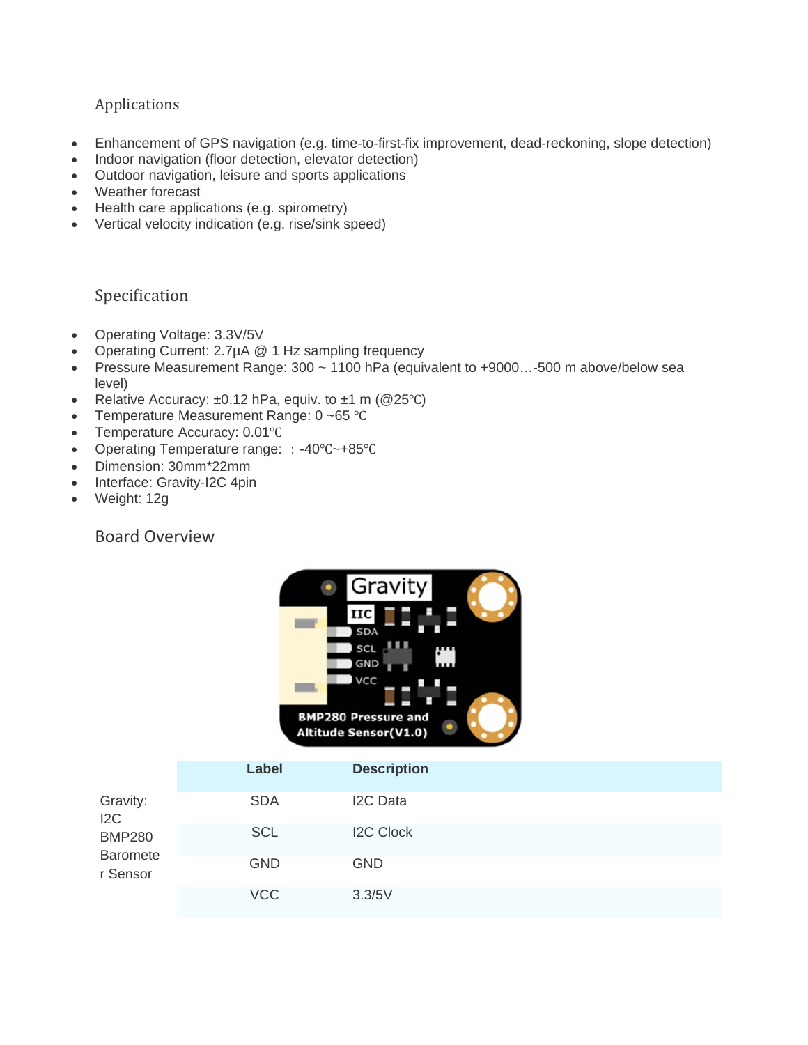## Applications

- Enhancement of GPS navigation (e.g. time-to-first-fix improvement, dead-reckoning, slope detection)
- Indoor navigation (floor detection, elevator detection)
- Outdoor navigation, leisure and sports applications
- Weather forecast
- Health care applications (e.g. spirometry)
- Vertical velocity indication (e.g. rise/sink speed)

## Specification

- Operating Voltage: 3.3V/5V
- Operating Current: 2.7μA @ 1 Hz sampling frequency
- Pressure Measurement Range: 300 ~ 1100 hPa (equivalent to +9000…-500 m above/below sea level)
- Relative Accuracy: ±0.12 hPa, equiv. to ±1 m (@25℃)
- Temperature Measurement Range: 0 ~65 ℃
- Temperature Accuracy: 0.01℃
- Operating Temperature range: ：-40℃~+85℃
- Dimension: 30mm*22mm
- Interface: Gravity-I2C 4pin
- Weight: 12g

## Board Overview

| | Label | Description |
|---|---|---|
| Gravity: I2C BMP280 Barometer Sensor | SDA | I2C Data |
| | SCL | I2C Clock |
| | GND | GND |
| | VCC | 3.3/5V |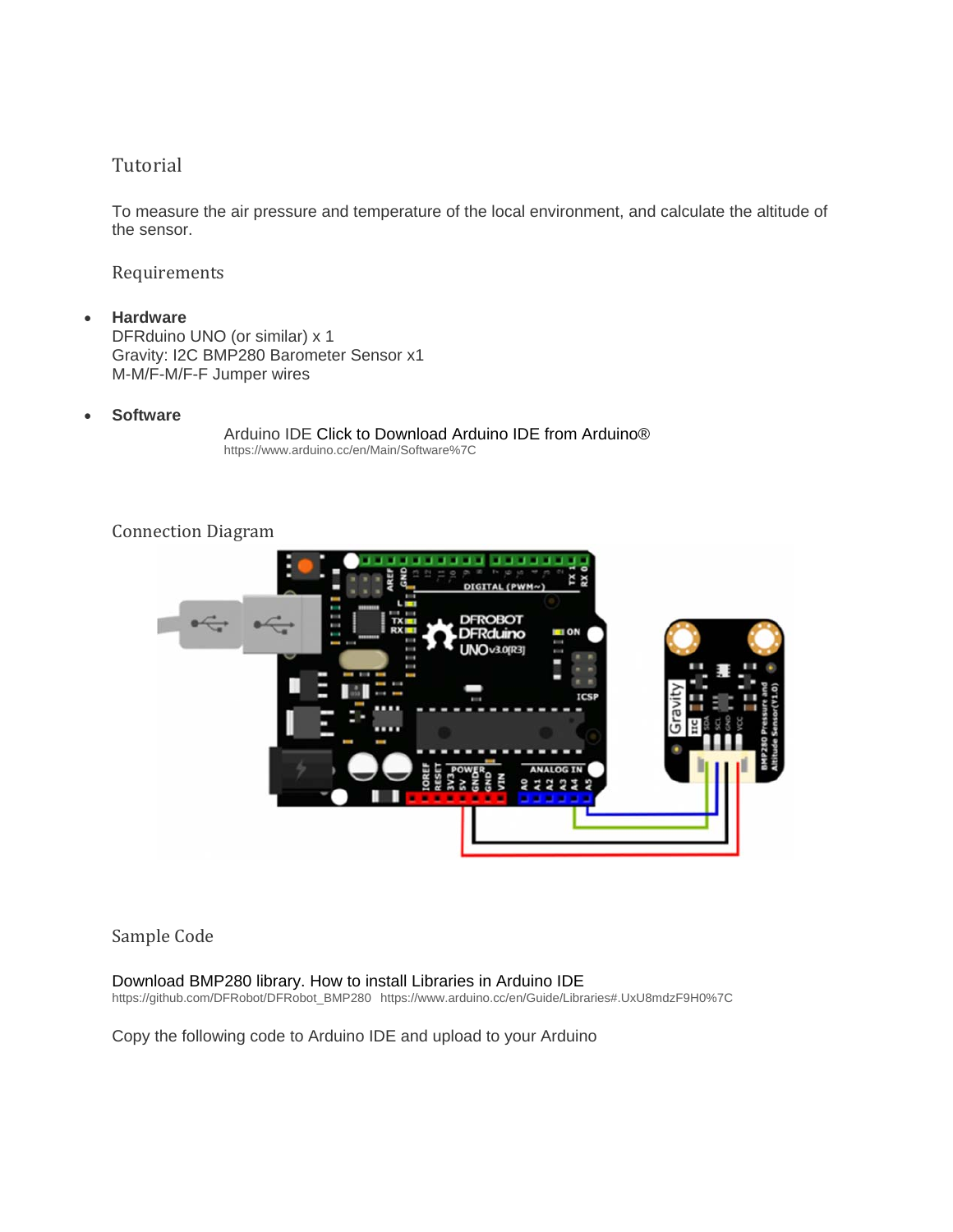## Tutorial

To measure the air pressure and temperature of the local environment, and calculate the altitude of the sensor.

### Requirements

- **Hardware**
  DFRduino UNO (or similar) x 1
  Gravity: I2C BMP280 Barometer Sensor x1
  M-M/F-M/F-F Jumper wires

- **Software**
  Arduino IDE Click to Download Arduino IDE from Arduino®
  https://www.arduino.cc/en/Main/Software%7C

### Connection Diagram

### Sample Code

Download BMP280 library. How to install Libraries in Arduino IDE
https://github.com/DFRobot/DFRobot_BMP280 https://www.arduino.cc/en/Guide/Libraries#.UxU8mdzF9H0%7C

Copy the following code to Arduino IDE and upload to your Arduino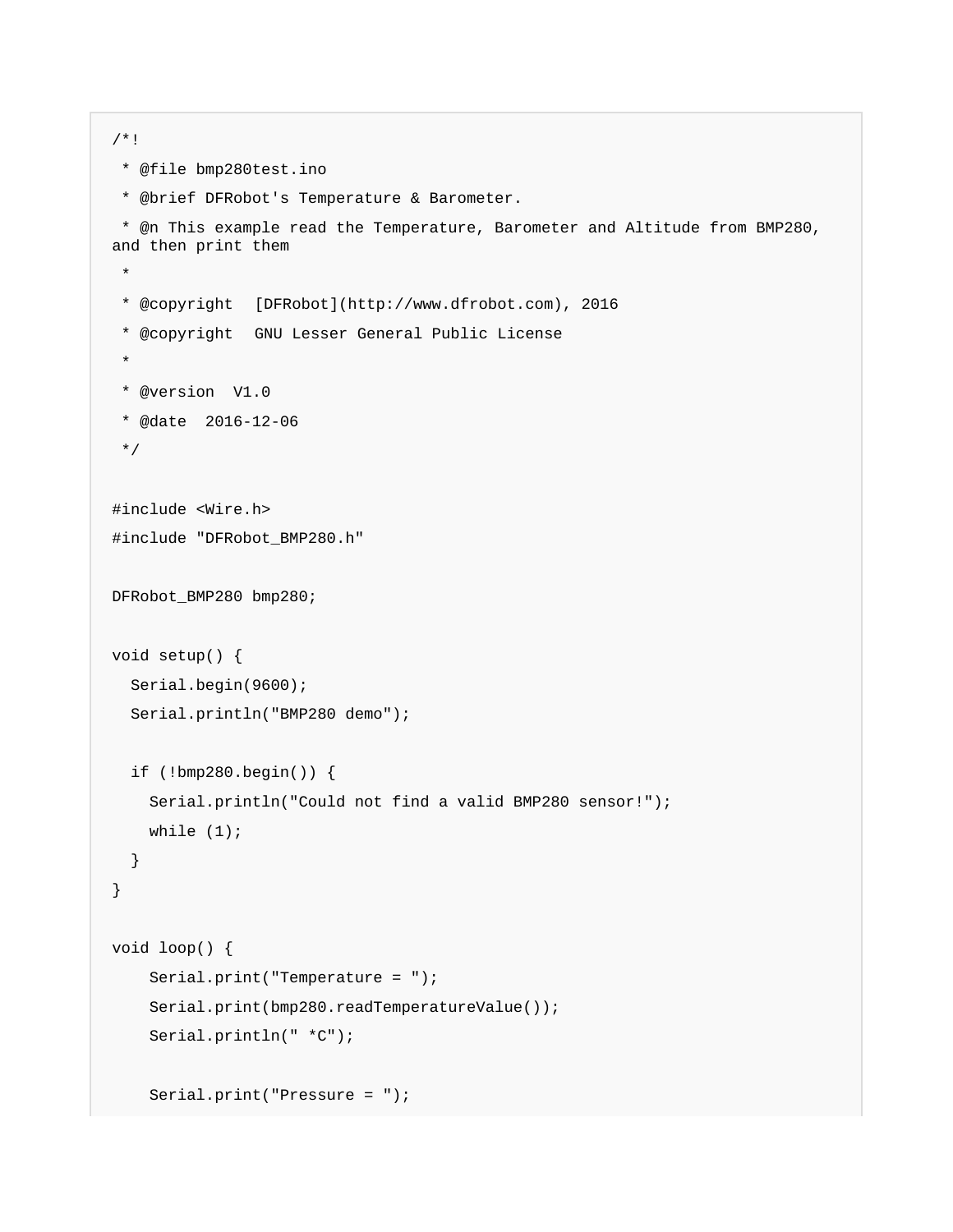```
/*!
 * @file bmp280test.ino
 * @brief DFRobot's Temperature & Barometer.
 * @n This example read the Temperature, Barometer and Altitude from BMP280, and then print them
 *
 * @copyright  [DFRobot](http://www.dfrobot.com), 2016
 * @copyright  GNU Lesser General Public License
 *
 * @version  V1.0
 * @date  2016-12-06
 */

#include <Wire.h>
#include "DFRobot_BMP280.h"

DFRobot_BMP280 bmp280;

void setup() {
  Serial.begin(9600);
  Serial.println("BMP280 demo");

  if (!bmp280.begin()) {
    Serial.println("Could not find a valid BMP280 sensor!");
    while (1);
  }
}

void loop() {
    Serial.print("Temperature = ");
    Serial.print(bmp280.readTemperatureValue());
    Serial.println(" *C");

    Serial.print("Pressure = ");
```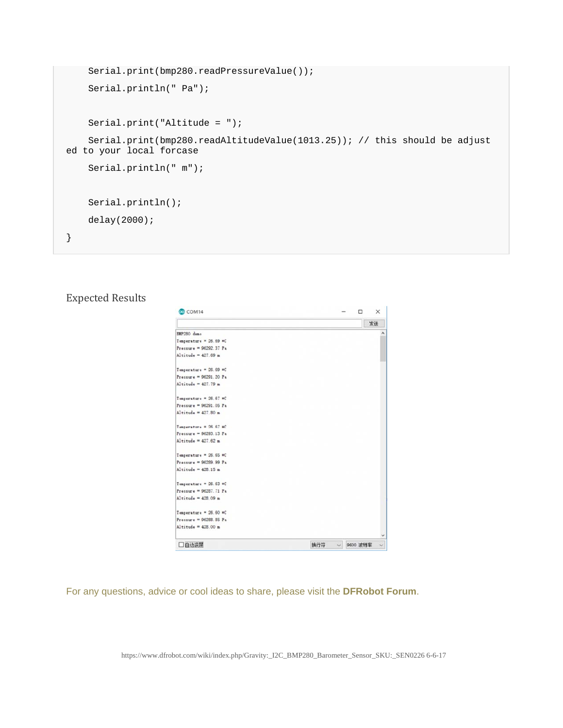```
    Serial.print(bmp280.readPressureValue());
    Serial.println(" Pa");

    Serial.print("Altitude = ");
    Serial.print(bmp280.readAltitudeValue(1013.25)); // this should be adjusted to your local forcase
    Serial.println(" m");

    Serial.println();
    delay(2000);
}
```

Expected Results

COM14

发送

BMP280 demo
Temperature = 26.69 *C
Pressure = 96292.37 Pa
Altitude = 427.69 m

Temperature = 26.69 *C
Pressure = 96291.20 Pa
Altitude = 427.79 m

Temperature = 26.67 *C
Pressure = 96291.05 Pa
Altitude = 427.80 m

Temperature = 26.67 *C
Pressure = 96293.13 Pa
Altitude = 427.62 m

Temperature = 26.65 *C
Pressure = 96289.99 Pa
Altitude = 428.15 m

Temperature = 26.63 *C
Pressure = 96287.71 Pa
Altitude = 428.09 m

Temperature = 26.60 *C
Pressure = 96288.85 Pa
Altitude = 428.00 m

自动滚屏 换行符 9600 波特率

For any questions, advice or cool ideas to share, please visit the **DFRobot Forum**.